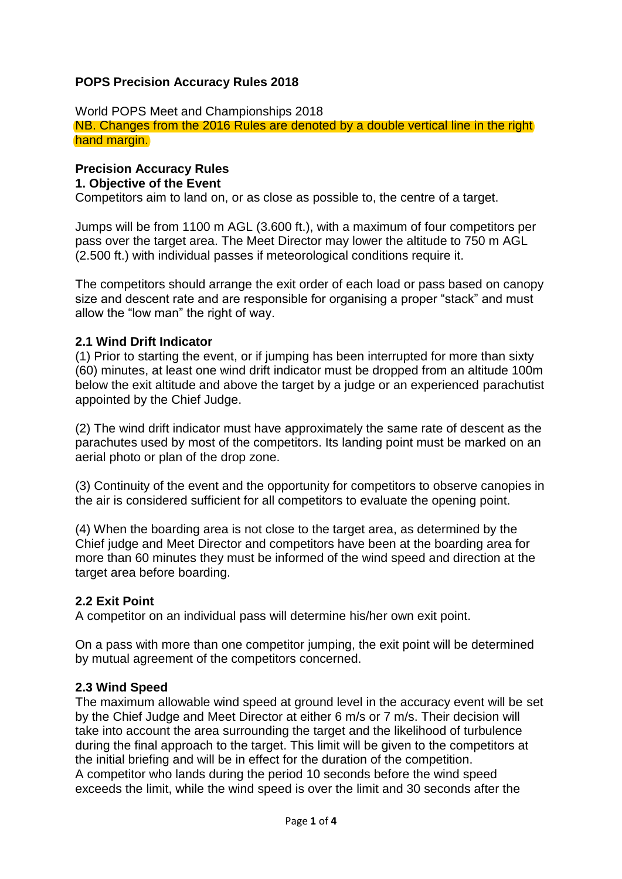# POPS Precision Accuracy Rules 2018

World POPS Meet and Championships 2018

NB. Changes from the 2016 Rules are denoted by a double vertical line in the right hand margin.

## Precision Accuracy Rules

### 1. Objective of the Event

Competitors aim to land on, or as close as possible to, the centre of a target.

Jumps will be from 1100 m AGL (3.600 ft.), with a maximum of four competitors per pass over the target area. The Meet Director may lower the altitude to 750 m AGL (2.500 ft.) with individual passes if meteorological conditions require it.

The competitors should arrange the exit order of each load or pass based on canopy size and descent rate and are responsible for organising a proper "stack" and must allow the "low man" the right of way.

### 2.1 Wind Drift Indicator

(1) Prior to starting the event, or if jumping has been interrupted for more than sixty (60) minutes, at least one wind drift indicator must be dropped from an altitude 100m below the exit altitude and above the target by a judge or an experienced parachutist appointed by the Chief Judge.

(2) The wind drift indicator must have approximately the same rate of descent as the parachutes used by most of the competitors. Its landing point must be marked on an aerial photo or plan of the drop zone.

(3) Continuity of the event and the opportunity for competitors to observe canopies in the air is considered sufficient for all competitors to evaluate the opening point.

(4) When the boarding area is not close to the target area, as determined by the Chief judge and Meet Director and competitors have been at the boarding area for more than 60 minutes they must be informed of the wind speed and direction at the target area before boarding.

### 2.2 Exit Point

A competitor on an individual pass will determine his/her own exit point.

On a pass with more than one competitor jumping, the exit point will be determined by mutual agreement of the competitors concerned.

### 2.3 Wind Speed

The maximum allowable wind speed at ground level in the accuracy event will be set by the Chief Judge and Meet Director at either 6 m/s or 7 m/s. Their decision will take into account the area surrounding the target and the likelihood of turbulence during the final approach to the target. This limit will be given to the competitors at the initial briefing and will be in effect for the duration of the competition.
A competitor who lands during the period 10 seconds before the wind speed exceeds the limit, while the wind speed is over the limit and 30 seconds after the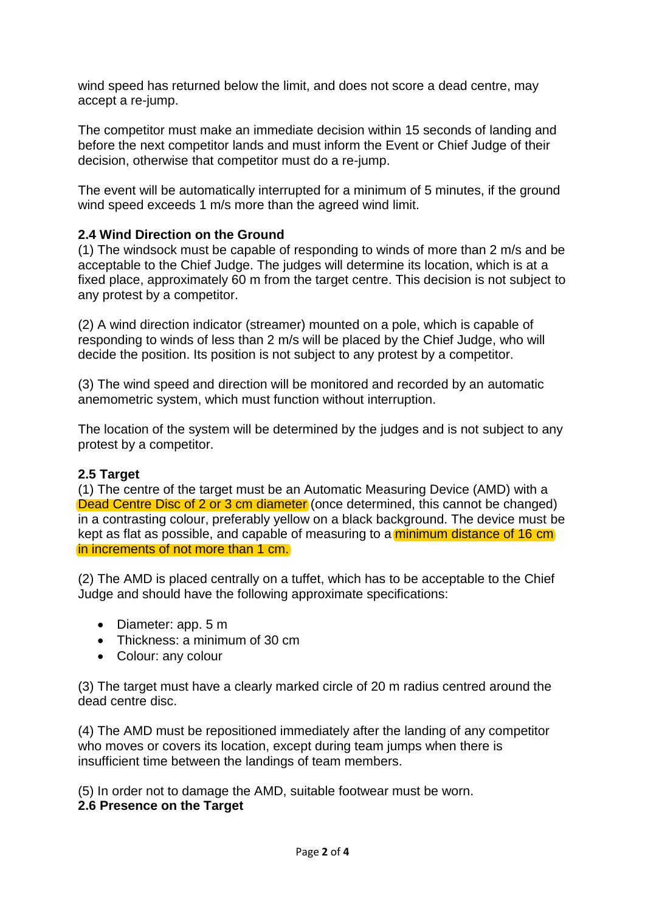wind speed has returned below the limit, and does not score a dead centre, may accept a re-jump.

The competitor must make an immediate decision within 15 seconds of landing and before the next competitor lands and must inform the Event or Chief Judge of their decision, otherwise that competitor must do a re-jump.

The event will be automatically interrupted for a minimum of 5 minutes, if the ground wind speed exceeds 1 m/s more than the agreed wind limit.

**2.4 Wind Direction on the Ground**

(1) The windsock must be capable of responding to winds of more than 2 m/s and be acceptable to the Chief Judge. The judges will determine its location, which is at a fixed place, approximately 60 m from the target centre. This decision is not subject to any protest by a competitor.

(2) A wind direction indicator (streamer) mounted on a pole, which is capable of responding to winds of less than 2 m/s will be placed by the Chief Judge, who will decide the position. Its position is not subject to any protest by a competitor.

(3) The wind speed and direction will be monitored and recorded by an automatic anemometric system, which must function without interruption.

The location of the system will be determined by the judges and is not subject to any protest by a competitor.

**2.5 Target**

(1) The centre of the target must be an Automatic Measuring Device (AMD) with a Dead Centre Disc of 2 or 3 cm diameter (once determined, this cannot be changed) in a contrasting colour, preferably yellow on a black background. The device must be kept as flat as possible, and capable of measuring to a minimum distance of 16 cm in increments of not more than 1 cm.

(2) The AMD is placed centrally on a tuffet, which has to be acceptable to the Chief Judge and should have the following approximate specifications:

- Diameter: app. 5 m
- Thickness: a minimum of 30 cm
- Colour: any colour

(3) The target must have a clearly marked circle of 20 m radius centred around the dead centre disc.

(4) The AMD must be repositioned immediately after the landing of any competitor who moves or covers its location, except during team jumps when there is insufficient time between the landings of team members.

(5) In order not to damage the AMD, suitable footwear must be worn.

**2.6 Presence on the Target**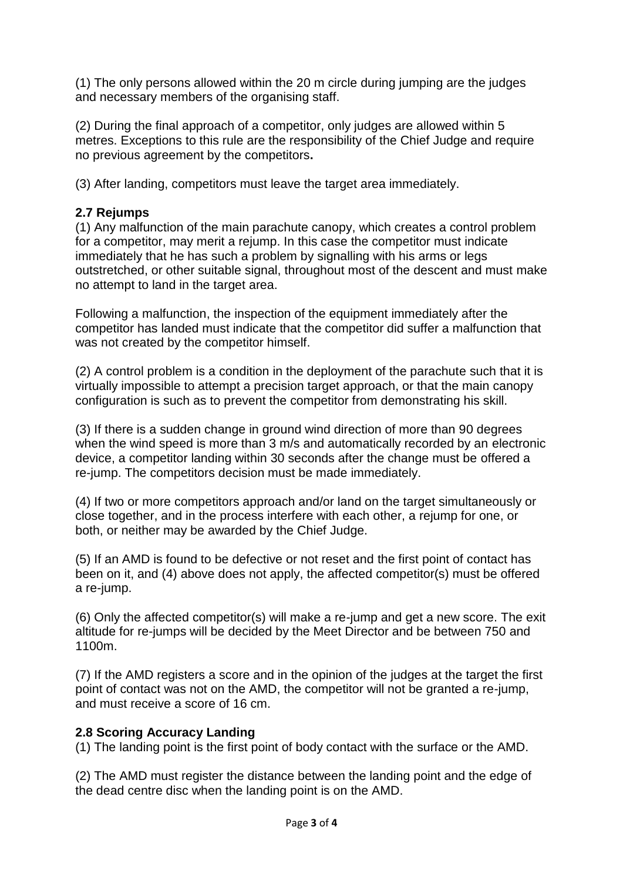(1) The only persons allowed within the 20 m circle during jumping are the judges and necessary members of the organising staff.

(2) During the final approach of a competitor, only judges are allowed within 5 metres. Exceptions to this rule are the responsibility of the Chief Judge and require no previous agreement by the competitors**.**

(3) After landing, competitors must leave the target area immediately.

**2.7 Rejumps**

(1) Any malfunction of the main parachute canopy, which creates a control problem for a competitor, may merit a rejump. In this case the competitor must indicate immediately that he has such a problem by signalling with his arms or legs outstretched, or other suitable signal, throughout most of the descent and must make no attempt to land in the target area.

Following a malfunction, the inspection of the equipment immediately after the competitor has landed must indicate that the competitor did suffer a malfunction that was not created by the competitor himself.

(2) A control problem is a condition in the deployment of the parachute such that it is virtually impossible to attempt a precision target approach, or that the main canopy configuration is such as to prevent the competitor from demonstrating his skill.

(3) If there is a sudden change in ground wind direction of more than 90 degrees when the wind speed is more than 3 m/s and automatically recorded by an electronic device, a competitor landing within 30 seconds after the change must be offered a re-jump. The competitors decision must be made immediately.

(4) If two or more competitors approach and/or land on the target simultaneously or close together, and in the process interfere with each other, a rejump for one, or both, or neither may be awarded by the Chief Judge.

(5) If an AMD is found to be defective or not reset and the first point of contact has been on it, and (4) above does not apply, the affected competitor(s) must be offered a re-jump.

(6) Only the affected competitor(s) will make a re-jump and get a new score. The exit altitude for re-jumps will be decided by the Meet Director and be between 750 and 1100m.

(7) If the AMD registers a score and in the opinion of the judges at the target the first point of contact was not on the AMD, the competitor will not be granted a re-jump, and must receive a score of 16 cm.

**2.8 Scoring Accuracy Landing**

(1) The landing point is the first point of body contact with the surface or the AMD.

(2) The AMD must register the distance between the landing point and the edge of the dead centre disc when the landing point is on the AMD.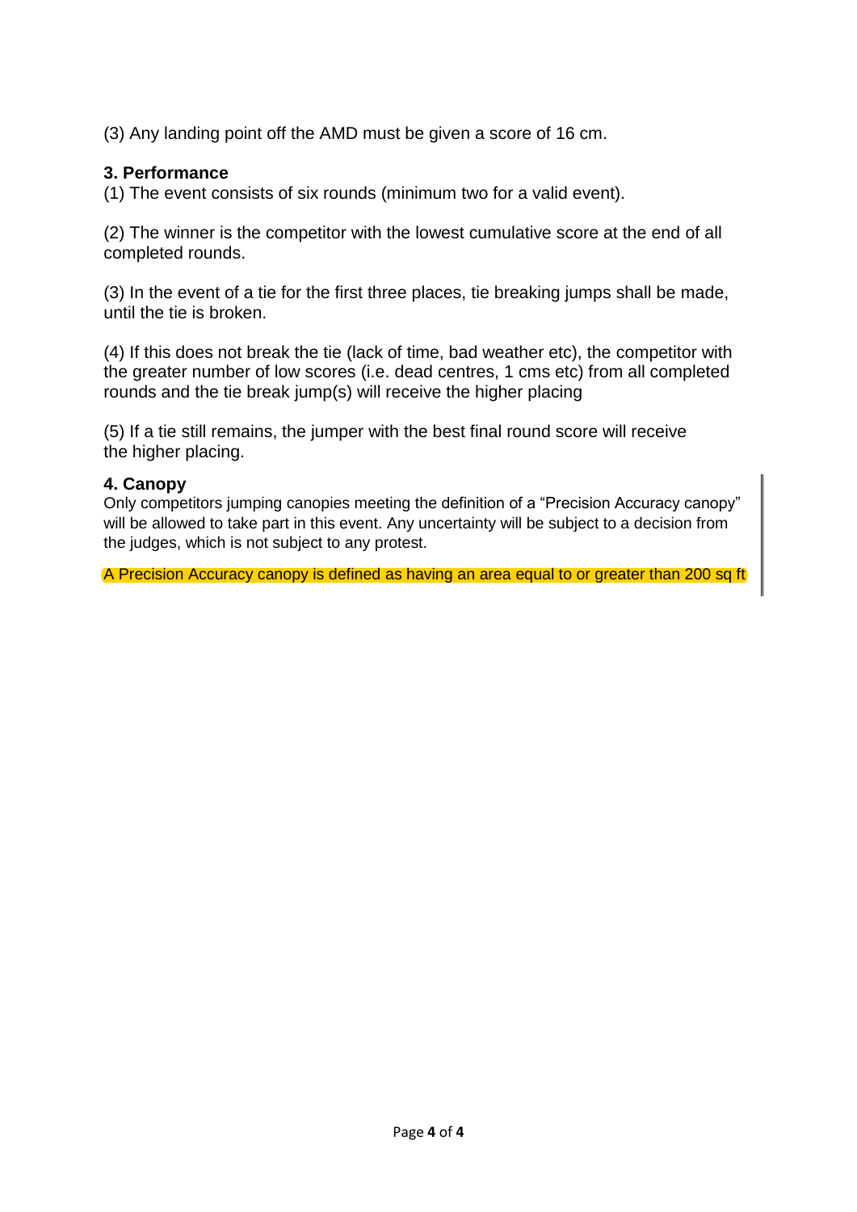(3) Any landing point off the AMD must be given a score of 16 cm.

### 3. Performance

(1) The event consists of six rounds (minimum two for a valid event).

(2) The winner is the competitor with the lowest cumulative score at the end of all completed rounds.

(3) In the event of a tie for the first three places, tie breaking jumps shall be made, until the tie is broken.

(4) If this does not break the tie (lack of time, bad weather etc), the competitor with the greater number of low scores (i.e. dead centres, 1 cms etc) from all completed rounds and the tie break jump(s) will receive the higher placing

(5) If a tie still remains, the jumper with the best final round score will receive the higher placing.

### 4. Canopy

Only competitors jumping canopies meeting the definition of a "Precision Accuracy canopy" will be allowed to take part in this event. Any uncertainty will be subject to a decision from the judges, which is not subject to any protest.

A Precision Accuracy canopy is defined as having an area equal to or greater than 200 sq ft